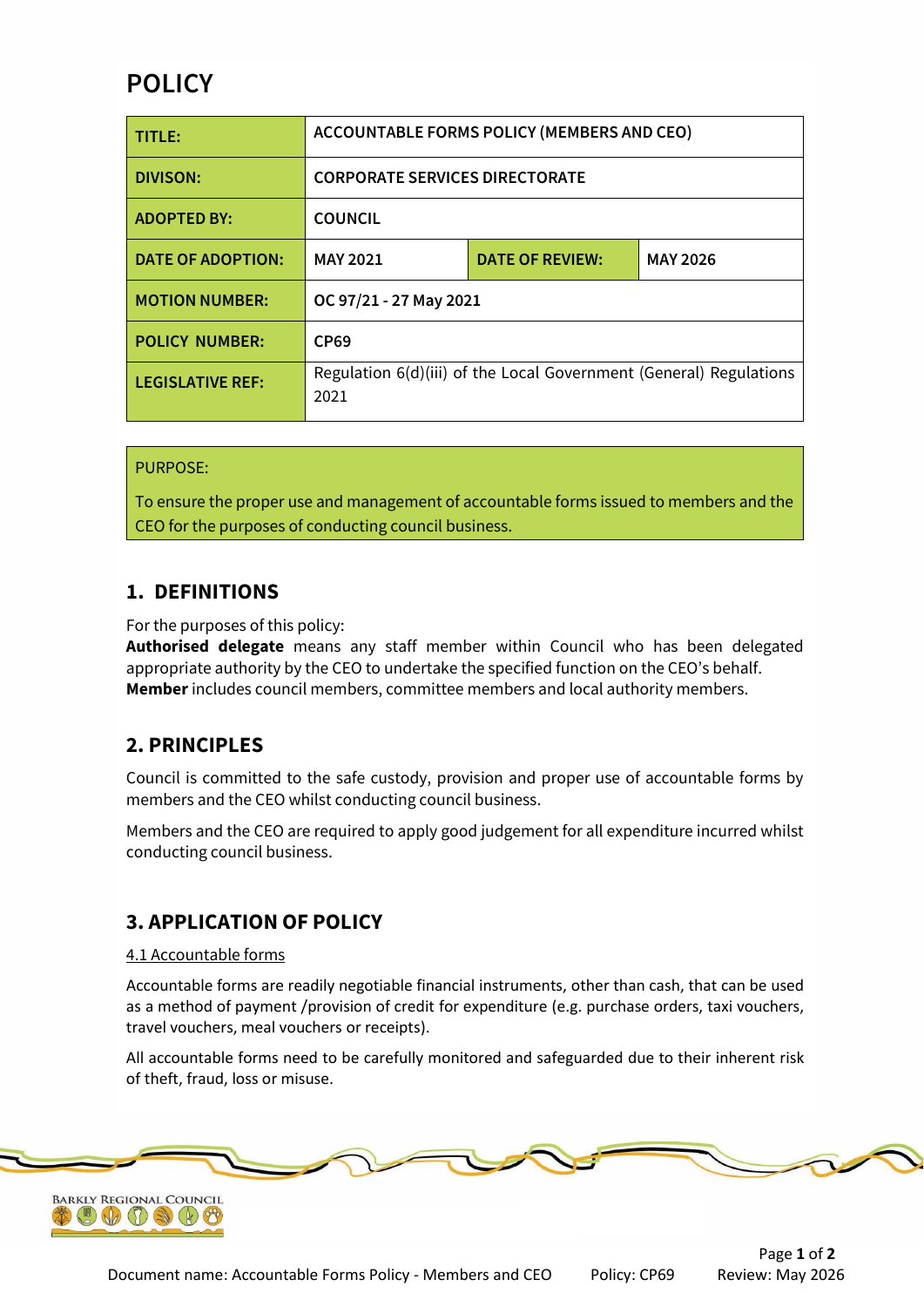# POLICY

| TITLE: | ACCOUNTABLE FORMS POLICY (MEMBERS AND CEO) | | |
|---|---|---|---|
| DIVISON: | CORPORATE SERVICES DIRECTORATE | | |
| ADOPTED BY: | COUNCIL | | |
| DATE OF ADOPTION: | MAY 2021 | DATE OF REVIEW: | MAY 2026 |
| MOTION NUMBER: | OC 97/21 - 27 May 2021 | | |
| POLICY NUMBER: | CP69 | | |
| LEGISLATIVE REF: | Regulation 6(d)(iii) of the Local Government (General) Regulations 2021 | | |

PURPOSE:

To ensure the proper use and management of accountable forms issued to members and the CEO for the purposes of conducting council business.

## 1. DEFINITIONS

For the purposes of this policy:

**Authorised delegate** means any staff member within Council who has been delegated appropriate authority by the CEO to undertake the specified function on the CEO's behalf.

**Member** includes council members, committee members and local authority members.

## 2. PRINCIPLES

Council is committed to the safe custody, provision and proper use of accountable forms by members and the CEO whilst conducting council business.

Members and the CEO are required to apply good judgement for all expenditure incurred whilst conducting council business.

## 3. APPLICATION OF POLICY

4.1 Accountable forms

Accountable forms are readily negotiable financial instruments, other than cash, that can be used as a method of payment /provision of credit for expenditure (e.g. purchase orders, taxi vouchers, travel vouchers, meal vouchers or receipts).

All accountable forms need to be carefully monitored and safeguarded due to their inherent risk of theft, fraud, loss or misuse.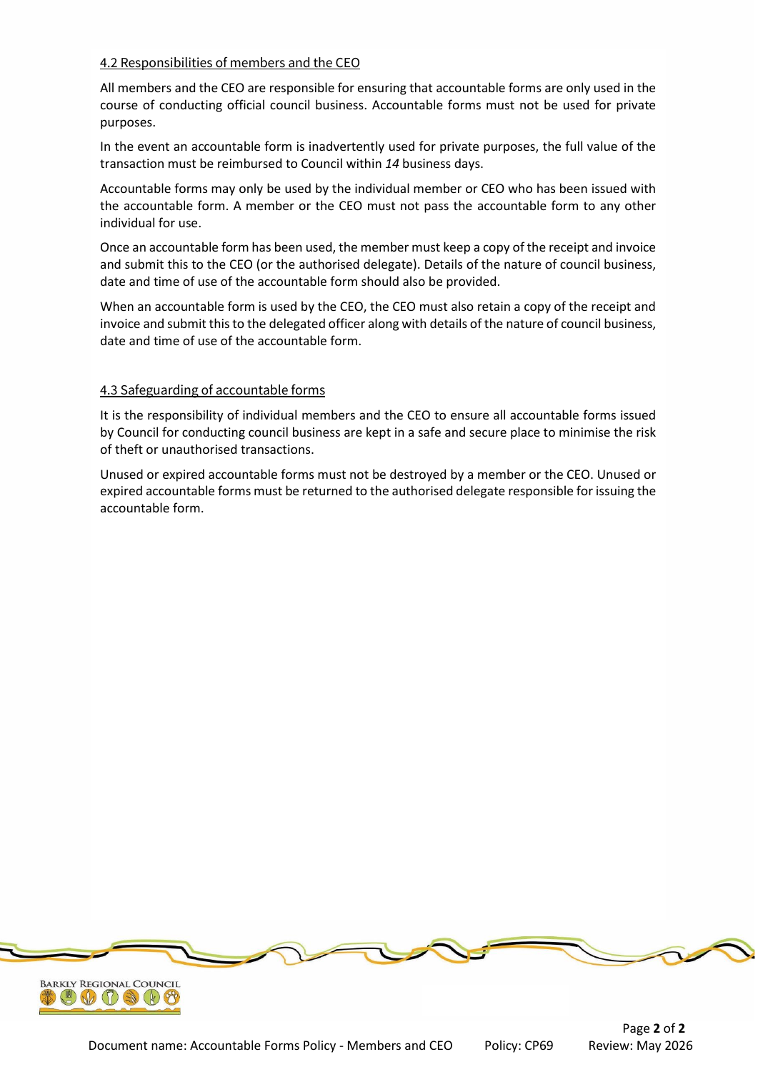### 4.2 Responsibilities of members and the CEO

All members and the CEO are responsible for ensuring that accountable forms are only used in the course of conducting official council business. Accountable forms must not be used for private purposes.

In the event an accountable form is inadvertently used for private purposes, the full value of the transaction must be reimbursed to Council within *14* business days.

Accountable forms may only be used by the individual member or CEO who has been issued with the accountable form. A member or the CEO must not pass the accountable form to any other individual for use.

Once an accountable form has been used, the member must keep a copy of the receipt and invoice and submit this to the CEO (or the authorised delegate). Details of the nature of council business, date and time of use of the accountable form should also be provided.

When an accountable form is used by the CEO, the CEO must also retain a copy of the receipt and invoice and submit this to the delegated officer along with details of the nature of council business, date and time of use of the accountable form.

### 4.3 Safeguarding of accountable forms

It is the responsibility of individual members and the CEO to ensure all accountable forms issued by Council for conducting council business are kept in a safe and secure place to minimise the risk of theft or unauthorised transactions.

Unused or expired accountable forms must not be destroyed by a member or the CEO. Unused or expired accountable forms must be returned to the authorised delegate responsible for issuing the accountable form.